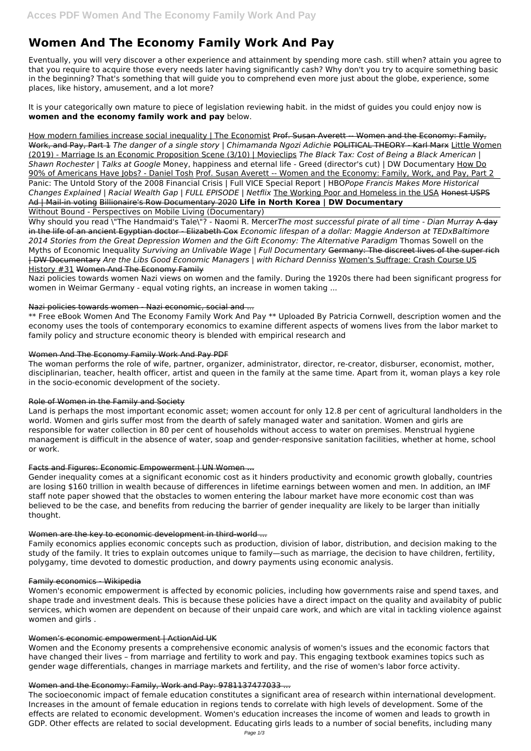# Women And The Economy Family Work And Pay

Eventually, you will very discover a other experience and attainment by spending more cash. still when? attain you agree to that you require to acquire those every needs later having significantly cash? Why don't you try to acquire something basic in the beginning? That's something that will guide you to comprehend even more just about the globe, experience, some places, like history, amusement, and a lot more?

It is your categorically own mature to piece of legislation reviewing habit. in the midst of guides you could enjoy now is **women and the economy family work and pay** below.

How modern families increase social inequality | The Economist ~~Prof. Susan Averett -- Women and the Economy: Family, Work, and Pay, Part 1~~ *The danger of a single story | Chimamanda Ngozi Adichie* ~~POLITICAL THEORY - Karl Marx~~ Little Women (2019) - Marriage Is an Economic Proposition Scene (3/10) | Movieclips *The Black Tax: Cost of Being a Black American | Shawn Rochester | Talks at Google* Money, happiness and eternal life - Greed (director's cut) | DW Documentary How Do 90% of Americans Have Jobs? - Daniel Tosh Prof. Susan Averett -- Women and the Economy: Family, Work, and Pay, Part 2 Panic: The Untold Story of the 2008 Financial Crisis | Full VICE Special Report | HBO*Pope Francis Makes More Historical Changes Explained | Racial Wealth Gap | FULL EPISODE | Netflix* The Working Poor and Homeless in the USA ~~Honest USPS Ad | Mail-in voting~~ ~~Billionaire's Row Documentary 2020~~ **Life in North Korea | DW Documentary**

Without Bound - Perspectives on Mobile Living (Documentary)

Why should you read \"The Handmaid's Tale\"? - Naomi R. Mercer*The most successful pirate of all time - Dian Murray* ~~A day in the life of an ancient Egyptian doctor - Elizabeth Cox~~ *Economic lifespan of a dollar: Maggie Anderson at TEDxBaltimore 2014 Stories from the Great Depression Women and the Gift Economy: The Alternative Paradigm* Thomas Sowell on the Myths of Economic Inequality *Surviving an Unlivable Wage | Full Documentary* ~~Germany: The discreet lives of the super rich | DW Documentary~~ *Are the Libs Good Economic Managers | with Richard Denniss* Women's Suffrage: Crash Course US History #31 ~~Women And The Economy Family~~

Nazi policies towards women Nazi views on women and the family. During the 1920s there had been significant progress for women in Weimar Germany - equal voting rights, an increase in women taking ...

~~Nazi policies towards women - Nazi economic, social and ...~~

** Free eBook Women And The Economy Family Work And Pay ** Uploaded By Patricia Cornwell, description women and the economy uses the tools of contemporary economics to examine different aspects of womens lives from the labor market to family policy and structure economic theory is blended with empirical research and

~~Women And The Economy Family Work And Pay PDF~~

The woman performs the role of wife, partner, organizer, administrator, director, re-creator, disburser, economist, mother, disciplinarian, teacher, health officer, artist and queen in the family at the same time. Apart from it, woman plays a key role in the socio-economic development of the society.

~~Role of Women in the Family and Society~~

Land is perhaps the most important economic asset; women account for only 12.8 per cent of agricultural landholders in the world. Women and girls suffer most from the dearth of safely managed water and sanitation. Women and girls are responsible for water collection in 80 per cent of households without access to water on premises. Menstrual hygiene management is difficult in the absence of water, soap and gender-responsive sanitation facilities, whether at home, school or work.

~~Facts and Figures: Economic Empowerment | UN Women ...~~

Gender inequality comes at a significant economic cost as it hinders productivity and economic growth globally, countries are losing $160 trillion in wealth because of differences in lifetime earnings between women and men. In addition, an IMF staff note paper showed that the obstacles to women entering the labour market have more economic cost than was believed to be the case, and benefits from reducing the barrier of gender inequality are likely to be larger than initially thought.

~~Women are the key to economic development in third-world ...~~

Family economics applies economic concepts such as production, division of labor, distribution, and decision making to the study of the family. It tries to explain outcomes unique to family—such as marriage, the decision to have children, fertility, polygamy, time devoted to domestic production, and dowry payments using economic analysis.

~~Family economics - Wikipedia~~

Women's economic empowerment is affected by economic policies, including how governments raise and spend taxes, and shape trade and investment deals. This is because these policies have a direct impact on the quality and availabity of public services, which women are dependent on because of their unpaid care work, and which are vital in tackling violence against women and girls .

~~Women's economic empowerment | ActionAid UK~~

Women and the Economy presents a comprehensive economic analysis of women's issues and the economic factors that have changed their lives – from marriage and fertility to work and pay. This engaging textbook examines topics such as gender wage differentials, changes in marriage markets and fertility, and the rise of women's labor force activity.

~~Women and the Economy: Family, Work and Pay: 9781137477033 ...~~

The socioeconomic impact of female education constitutes a significant area of research within international development. Increases in the amount of female education in regions tends to correlate with high levels of development. Some of the effects are related to economic development. Women's education increases the income of women and leads to growth in GDP. Other effects are related to social development. Educating girls leads to a number of social benefits, including many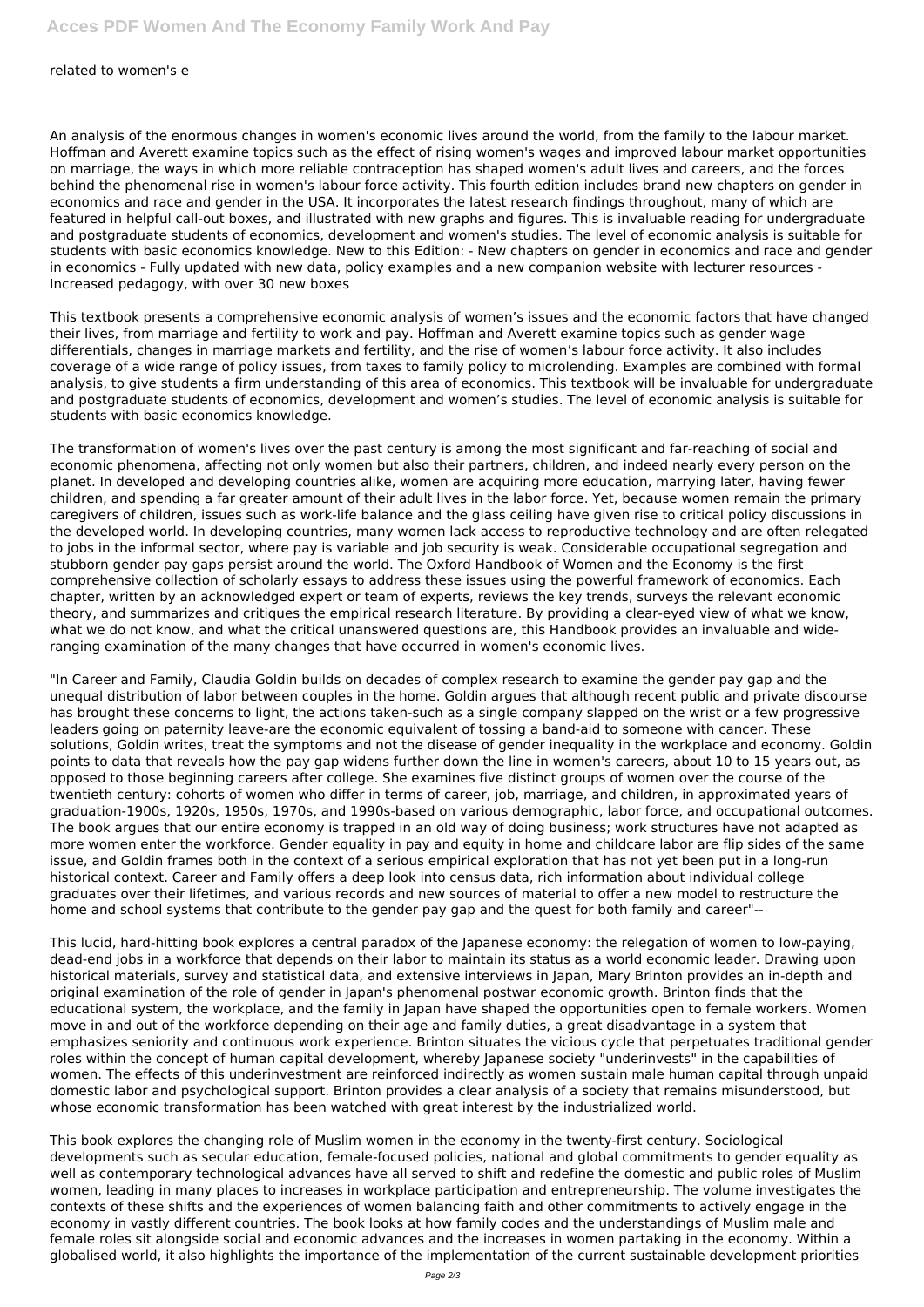related to women's e

An analysis of the enormous changes in women's economic lives around the world, from the family to the labour market. Hoffman and Averett examine topics such as the effect of rising women's wages and improved labour market opportunities on marriage, the ways in which more reliable contraception has shaped women's adult lives and careers, and the forces behind the phenomenal rise in women's labour force activity. This fourth edition includes brand new chapters on gender in economics and race and gender in the USA. It incorporates the latest research findings throughout, many of which are featured in helpful call-out boxes, and illustrated with new graphs and figures. This is invaluable reading for undergraduate and postgraduate students of economics, development and women's studies. The level of economic analysis is suitable for students with basic economics knowledge. New to this Edition: - New chapters on gender in economics and race and gender in economics - Fully updated with new data, policy examples and a new companion website with lecturer resources - Increased pedagogy, with over 30 new boxes

This textbook presents a comprehensive economic analysis of women's issues and the economic factors that have changed their lives, from marriage and fertility to work and pay. Hoffman and Averett examine topics such as gender wage differentials, changes in marriage markets and fertility, and the rise of women's labour force activity. It also includes coverage of a wide range of policy issues, from taxes to family policy to microlending. Examples are combined with formal analysis, to give students a firm understanding of this area of economics. This textbook will be invaluable for undergraduate and postgraduate students of economics, development and women's studies. The level of economic analysis is suitable for students with basic economics knowledge.

The transformation of women's lives over the past century is among the most significant and far-reaching of social and economic phenomena, affecting not only women but also their partners, children, and indeed nearly every person on the planet. In developed and developing countries alike, women are acquiring more education, marrying later, having fewer children, and spending a far greater amount of their adult lives in the labor force. Yet, because women remain the primary caregivers of children, issues such as work-life balance and the glass ceiling have given rise to critical policy discussions in the developed world. In developing countries, many women lack access to reproductive technology and are often relegated to jobs in the informal sector, where pay is variable and job security is weak. Considerable occupational segregation and stubborn gender pay gaps persist around the world. The Oxford Handbook of Women and the Economy is the first comprehensive collection of scholarly essays to address these issues using the powerful framework of economics. Each chapter, written by an acknowledged expert or team of experts, reviews the key trends, surveys the relevant economic theory, and summarizes and critiques the empirical research literature. By providing a clear-eyed view of what we know, what we do not know, and what the critical unanswered questions are, this Handbook provides an invaluable and wide-ranging examination of the many changes that have occurred in women's economic lives.

"In Career and Family, Claudia Goldin builds on decades of complex research to examine the gender pay gap and the unequal distribution of labor between couples in the home. Goldin argues that although recent public and private discourse has brought these concerns to light, the actions taken-such as a single company slapped on the wrist or a few progressive leaders going on paternity leave-are the economic equivalent of tossing a band-aid to someone with cancer. These solutions, Goldin writes, treat the symptoms and not the disease of gender inequality in the workplace and economy. Goldin points to data that reveals how the pay gap widens further down the line in women's careers, about 10 to 15 years out, as opposed to those beginning careers after college. She examines five distinct groups of women over the course of the twentieth century: cohorts of women who differ in terms of career, job, marriage, and children, in approximated years of graduation-1900s, 1920s, 1950s, 1970s, and 1990s-based on various demographic, labor force, and occupational outcomes. The book argues that our entire economy is trapped in an old way of doing business; work structures have not adapted as more women enter the workforce. Gender equality in pay and equity in home and childcare labor are flip sides of the same issue, and Goldin frames both in the context of a serious empirical exploration that has not yet been put in a long-run historical context. Career and Family offers a deep look into census data, rich information about individual college graduates over their lifetimes, and various records and new sources of material to offer a new model to restructure the home and school systems that contribute to the gender pay gap and the quest for both family and career"--

This lucid, hard-hitting book explores a central paradox of the Japanese economy: the relegation of women to low-paying, dead-end jobs in a workforce that depends on their labor to maintain its status as a world economic leader. Drawing upon historical materials, survey and statistical data, and extensive interviews in Japan, Mary Brinton provides an in-depth and original examination of the role of gender in Japan's phenomenal postwar economic growth. Brinton finds that the educational system, the workplace, and the family in Japan have shaped the opportunities open to female workers. Women move in and out of the workforce depending on their age and family duties, a great disadvantage in a system that emphasizes seniority and continuous work experience. Brinton situates the vicious cycle that perpetuates traditional gender roles within the concept of human capital development, whereby Japanese society "underinvests" in the capabilities of women. The effects of this underinvestment are reinforced indirectly as women sustain male human capital through unpaid domestic labor and psychological support. Brinton provides a clear analysis of a society that remains misunderstood, but whose economic transformation has been watched with great interest by the industrialized world.

This book explores the changing role of Muslim women in the economy in the twenty-first century. Sociological developments such as secular education, female-focused policies, national and global commitments to gender equality as well as contemporary technological advances have all served to shift and redefine the domestic and public roles of Muslim women, leading in many places to increases in workplace participation and entrepreneurship. The volume investigates the contexts of these shifts and the experiences of women balancing faith and other commitments to actively engage in the economy in vastly different countries. The book looks at how family codes and the understandings of Muslim male and female roles sit alongside social and economic advances and the increases in women partaking in the economy. Within a globalised world, it also highlights the importance of the implementation of the current sustainable development priorities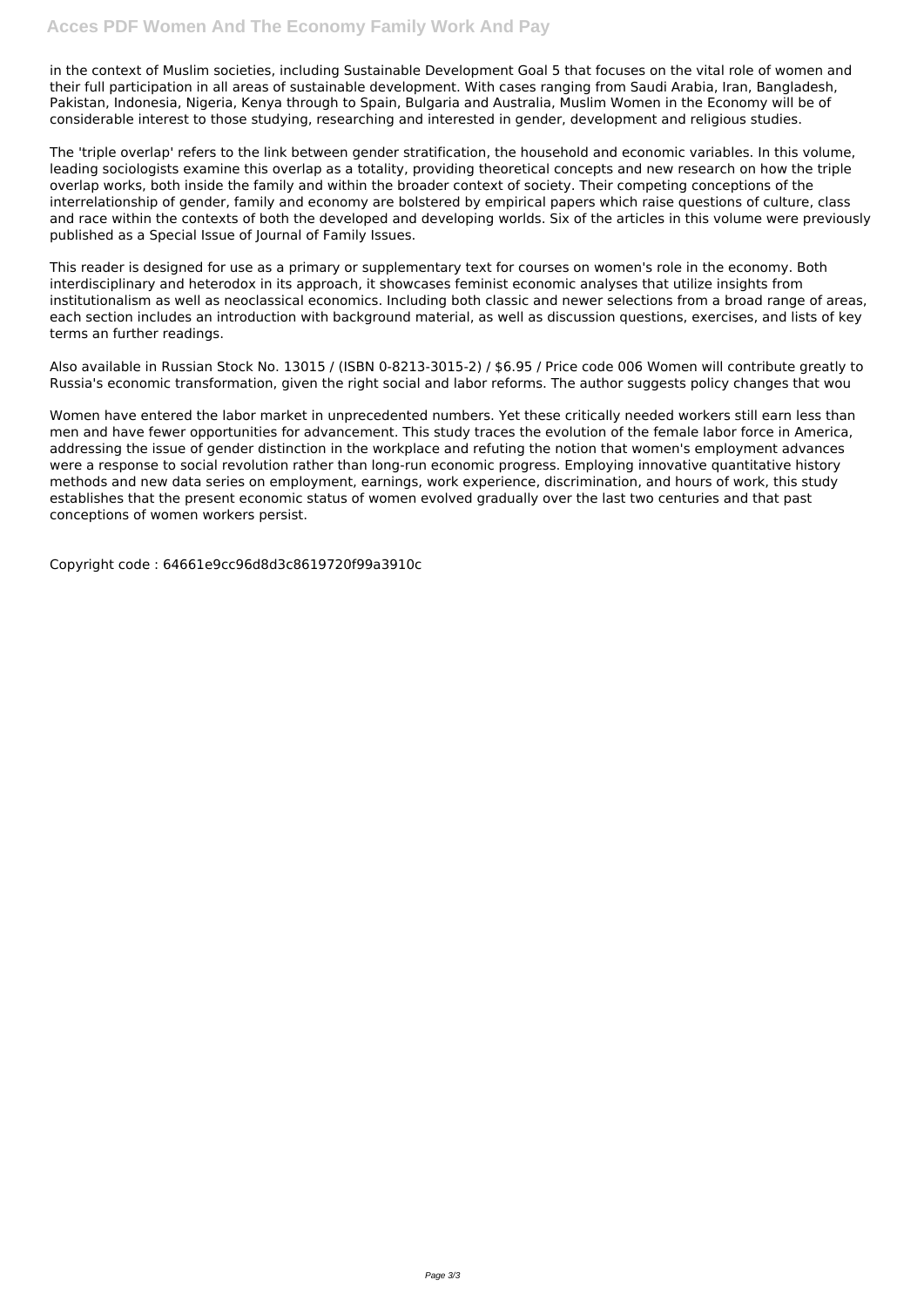in the context of Muslim societies, including Sustainable Development Goal 5 that focuses on the vital role of women and their full participation in all areas of sustainable development. With cases ranging from Saudi Arabia, Iran, Bangladesh, Pakistan, Indonesia, Nigeria, Kenya through to Spain, Bulgaria and Australia, Muslim Women in the Economy will be of considerable interest to those studying, researching and interested in gender, development and religious studies.

The 'triple overlap' refers to the link between gender stratification, the household and economic variables. In this volume, leading sociologists examine this overlap as a totality, providing theoretical concepts and new research on how the triple overlap works, both inside the family and within the broader context of society. Their competing conceptions of the interrelationship of gender, family and economy are bolstered by empirical papers which raise questions of culture, class and race within the contexts of both the developed and developing worlds. Six of the articles in this volume were previously published as a Special Issue of Journal of Family Issues.

This reader is designed for use as a primary or supplementary text for courses on women's role in the economy. Both interdisciplinary and heterodox in its approach, it showcases feminist economic analyses that utilize insights from institutionalism as well as neoclassical economics. Including both classic and newer selections from a broad range of areas, each section includes an introduction with background material, as well as discussion questions, exercises, and lists of key terms an further readings.

Also available in Russian Stock No. 13015 / (ISBN 0-8213-3015-2) / $6.95 / Price code 006 Women will contribute greatly to Russia's economic transformation, given the right social and labor reforms. The author suggests policy changes that wou

Women have entered the labor market in unprecedented numbers. Yet these critically needed workers still earn less than men and have fewer opportunities for advancement. This study traces the evolution of the female labor force in America, addressing the issue of gender distinction in the workplace and refuting the notion that women's employment advances were a response to social revolution rather than long-run economic progress. Employing innovative quantitative history methods and new data series on employment, earnings, work experience, discrimination, and hours of work, this study establishes that the present economic status of women evolved gradually over the last two centuries and that past conceptions of women workers persist.

Copyright code : 64661e9cc96d8d3c8619720f99a3910c